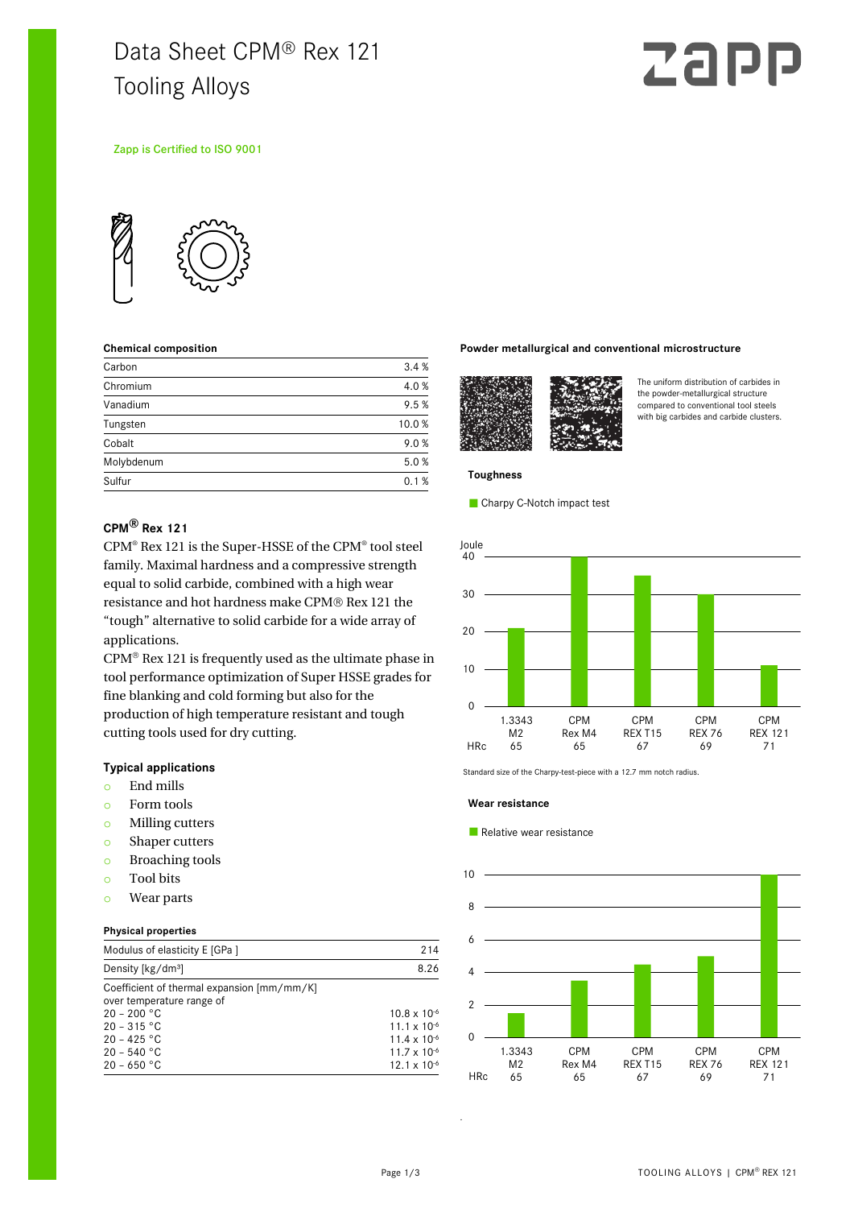# Data Sheet CPM® Rex 121
# Tooling Alloys

Zapp is Certified to ISO 9001

### Chemical composition

| Element | % |
|---|---|
| Carbon | 3.4 % |
| Chromium | 4.0 % |
| Vanadium | 9.5 % |
| Tungsten | 10.0 % |
| Cobalt | 9.0 % |
| Molybdenum | 5.0 % |
| Sulfur | 0.1 % |

### CPM® Rex 121

CPM® Rex 121 is the Super-HSSE of the CPM® tool steel family. Maximal hardness and a compressive strength equal to solid carbide, combined with a high wear resistance and hot hardness make CPM® Rex 121 the "tough" alternative to solid carbide for a wide array of applications.

CPM® Rex 121 is frequently used as the ultimate phase in tool performance optimization of Super HSSE grades for fine blanking and cold forming but also for the production of high temperature resistant and tough cutting tools used for dry cutting.

### Typical applications

- End mills
- Form tools
- Milling cutters
- Shaper cutters
- Broaching tools
- Tool bits
- Wear parts

### Physical properties

| Property | Value |
|---|---|
| Modulus of elasticity E [GPa ] | 214 |
| Density [kg/dm³] | 8.26 |
| Coefficient of thermal expansion [mm/mm/K] over temperature range of | |
| 20 – 200 °C | $10.8 \times 10^{-6}$ |
| 20 – 315 °C | $11.1 \times 10^{-6}$ |
| 20 – 425 °C | $11.4 \times 10^{-6}$ |
| 20 – 540 °C | $11.7 \times 10^{-6}$ |
| 20 – 650 °C | $12.1 \times 10^{-6}$ |

### Powder metallurgical and conventional microstructure

The uniform distribution of carbides in the powder-metallurgical structure compared to conventional tool steels with big carbides and carbide clusters.

### Toughness

Charpy C-Notch impact test

| Grade | 1.3343 M2 | CPM Rex M4 | CPM REX T15 | CPM REX 76 | CPM REX 121 |
|---|---|---|---|---|---|
| HRc | 65 | 65 | 67 | 69 | 71 |
| Joule (approx.) | 21 | 40 | 35 | 30 | 11 |

Standard size of the Charpy-test-piece with a 12.7 mm notch radius.

### Wear resistance

Relative wear resistance

| Grade | 1.3343 M2 | CPM Rex M4 | CPM REX T15 | CPM REX 76 | CPM REX 121 |
|---|---|---|---|---|---|
| HRc | 65 | 65 | 67 | 69 | 71 |
| Relative wear resistance (approx.) | 1.5 | 3.5 | 4.5 | 5 | 10 |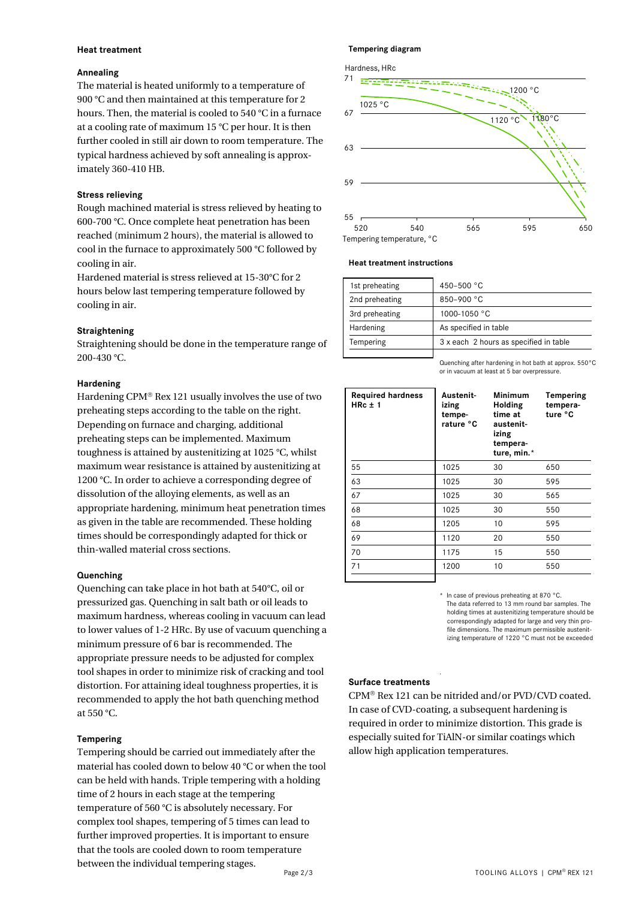## Heat treatment

### Annealing

The material is heated uniformly to a temperature of 900 °C and then maintained at this temperature for 2 hours. Then, the material is cooled to 540 °C in a furnace at a cooling rate of maximum 15 °C per hour. It is then further cooled in still air down to room temperature. The typical hardness achieved by soft annealing is approximately 360-410 HB.

### Stress relieving

Rough machined material is stress relieved by heating to 600-700 °C. Once complete heat penetration has been reached (minimum 2 hours), the material is allowed to cool in the furnace to approximately 500 °C followed by cooling in air.

Hardened material is stress relieved at 15-30°C for 2 hours below last tempering temperature followed by cooling in air.

### Straightening

Straightening should be done in the temperature range of 200-430 °C.

### Hardening

Hardening CPM® Rex 121 usually involves the use of two preheating steps according to the table on the right. Depending on furnace and charging, additional preheating steps can be implemented. Maximum toughness is attained by austenitizing at 1025 °C, whilst maximum wear resistance is attained by austenitizing at 1200 °C. In order to achieve a corresponding degree of dissolution of the alloying elements, as well as an appropriate hardening, minimum heat penetration times as given in the table are recommended. These holding times should be correspondingly adapted for thick or thin-walled material cross sections.

### Quenching

Quenching can take place in hot bath at 540°C, oil or pressurized gas. Quenching in salt bath or oil leads to maximum hardness, whereas cooling in vacuum can lead to lower values of 1-2 HRc. By use of vacuum quenching a minimum pressure of 6 bar is recommended. The appropriate pressure needs to be adjusted for complex tool shapes in order to minimize risk of cracking and tool distortion. For attaining ideal toughness properties, it is recommended to apply the hot bath quenching method at 550 °C.

### Tempering

Tempering should be carried out immediately after the material has cooled down to below 40 °C or when the tool can be held with hands. Triple tempering with a holding time of 2 hours in each stage at the tempering temperature of 560 °C is absolutely necessary. For complex tool shapes, tempering of 5 times can lead to further improved properties. It is important to ensure that the tools are cooled down to room temperature between the individual tempering stages.

### Tempering diagram

Hardness, HRc (55–71) vs. Tempering temperature, °C (520–650); curves for 1025 °C, 1120 °C, 1180 °C, 1200 °C

### Heat treatment instructions

| | |
|---|---|
| 1st preheating | 450–500 °C |
| 2nd preheating | 850–900 °C |
| 3rd preheating | 1000-1050 °C |
| Hardening | As specified in table |
| Tempering | 3 x each 2 hours as specified in table |

Quenching after hardening in hot bath at approx. 550°C or in vacuum at least at 5 bar overpressure.

| Required hardness HRc ± 1 | Austenitizing temperature °C | Minimum Holding time at austenitizing temperature, min.* | Tempering temperature °C |
|---|---|---|---|
| 55 | 1025 | 30 | 650 |
| 63 | 1025 | 30 | 595 |
| 67 | 1025 | 30 | 565 |
| 68 | 1025 | 30 | 550 |
| 68 | 1205 | 10 | 595 |
| 69 | 1120 | 20 | 550 |
| 70 | 1175 | 15 | 550 |
| 71 | 1200 | 10 | 550 |

\* In case of previous preheating at 870 °C. The data referred to 13 mm round bar samples. The holding times at austenitizing temperature should be correspondingly adapted for large and very thin profile dimensions. The maximum permissible austenitizing temperature of 1220 °C must not be exceeded

### Surface treatments

CPM® Rex 121 can be nitrided and/or PVD/CVD coated. In case of CVD-coating, a subsequent hardening is required in order to minimize distortion. This grade is especially suited for TiAlN-or similar coatings which allow high application temperatures.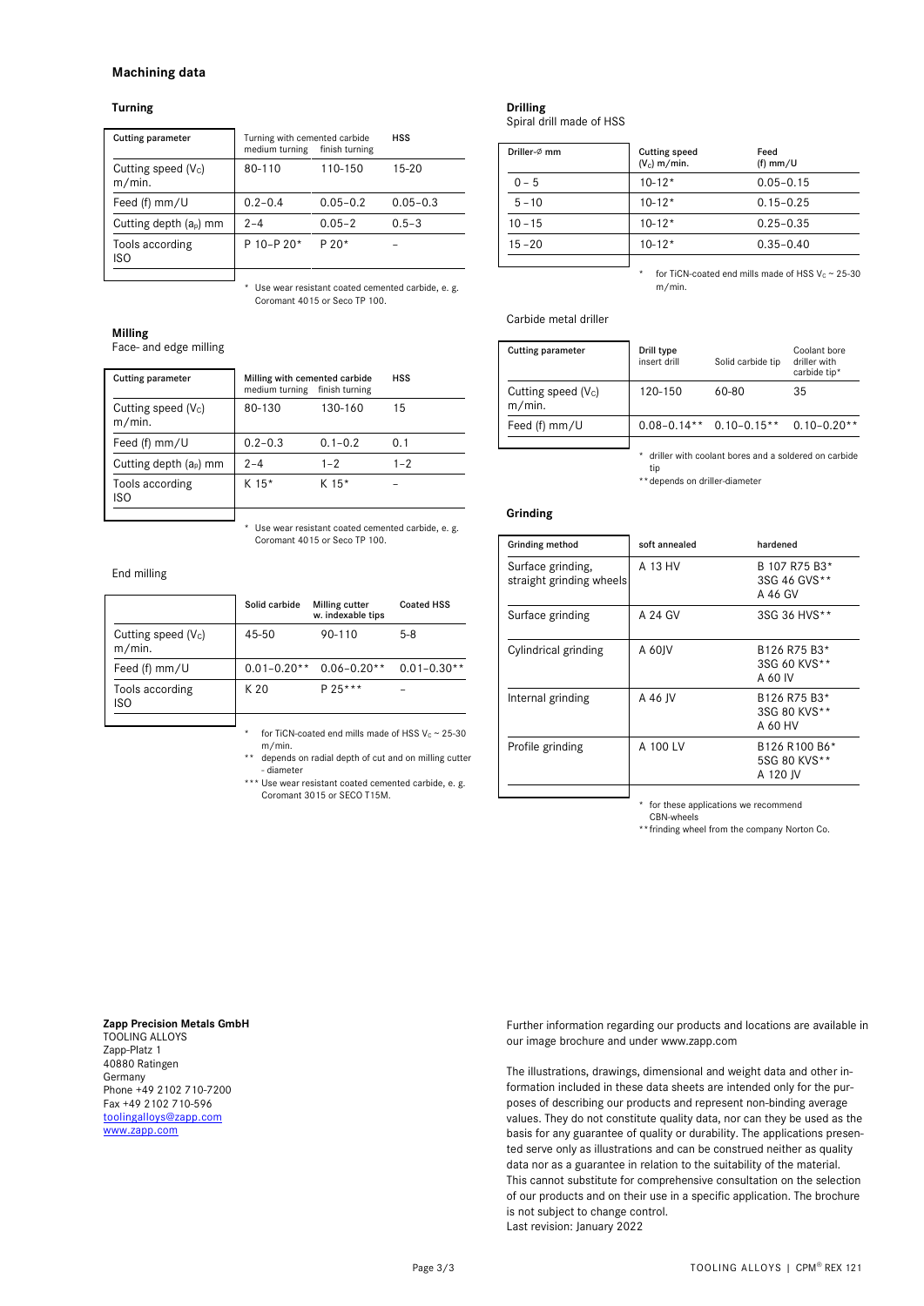## Machining data

### Turning

| Cutting parameter | Turning with cemented carbide medium turning | finish turning | HSS |
|---|---|---|---|
| Cutting speed ($V_C$) m/min. | 80-110 | 110-150 | 15-20 |
| Feed (f) mm/U | 0.2–0.4 | 0.05–0.2 | 0.05–0.3 |
| Cutting depth ($a_p$) mm | 2–4 | 0.05–2 | 0.5–3 |
| Tools according ISO | P 10–P 20* | P 20* | – |

\* Use wear resistant coated cemented carbide, e. g. Coromant 4015 or Seco TP 100.

### Milling

Face- and edge milling

| Cutting parameter | Milling with cemented carbide medium turning | finish turning | HSS |
|---|---|---|---|
| Cutting speed ($V_C$) m/min. | 80-130 | 130-160 | 15 |
| Feed (f) mm/U | 0.2–0.3 | 0.1–0.2 | 0.1 |
| Cutting depth ($a_p$) mm | 2–4 | 1–2 | 1–2 |
| Tools according ISO | K 15* | K 15* | – |

\* Use wear resistant coated cemented carbide, e. g. Coromant 4015 or Seco TP 100.

End milling

| | Solid carbide | Milling cutter w. indexable tips | Coated HSS |
|---|---|---|---|
| Cutting speed ($V_C$) m/min. | 45-50 | 90-110 | 5-8 |
| Feed (f) mm/U | 0.01–0.20** | 0.06–0.20** | 0.01–0.30** |
| Tools according ISO | K 20 | P 25*** | – |

\* for TiCN-coated end mills made of HSS $V_C$ ~ 25-30 m/min.
\*\* depends on radial depth of cut and on milling cutter - diameter
\*\*\* Use wear resistant coated cemented carbide, e. g. Coromant 3015 or SECO T15M.

### Drilling

Spiral drill made of HSS

| Driller-∅ mm | Cutting speed ($V_C$) m/min. | Feed (f) mm/U |
|---|---|---|
| 0 – 5 | 10-12* | 0.05–0.15 |
| 5 – 10 | 10-12* | 0.15–0.25 |
| 10 – 15 | 10-12* | 0.25–0.35 |
| 15 – 20 | 10-12* | 0.35–0.40 |

\* for TiCN-coated end mills made of HSS $V_C$ ~ 25-30 m/min.

Carbide metal driller

| Cutting parameter | Drill type insert drill | Solid carbide tip | Coolant bore driller with carbide tip* |
|---|---|---|---|
| Cutting speed ($V_C$) m/min. | 120-150 | 60-80 | 35 |
| Feed (f) mm/U | 0.08–0.14** | 0.10–0.15** | 0.10–0.20** |

\* driller with coolant bores and a soldered on carbide tip
\*\*depends on driller-diameter

### Grinding

| Grinding method | soft annealed | hardened |
|---|---|---|
| Surface grinding, straight grinding wheels | A 13 HV | B 107 R75 B3*<br>3SG 46 GVS**<br>A 46 GV |
| Surface grinding | A 24 GV | 3SG 36 HVS** |
| Cylindrical grinding | A 60JV | B126 R75 B3*<br>3SG 60 KVS**<br>A 60 IV |
| Internal grinding | A 46 JV | B126 R75 B3*<br>3SG 80 KVS**<br>A 60 HV |
| Profile grinding | A 100 LV | B126 R100 B6*<br>5SG 80 KVS**<br>A 120 JV |

\* for these applications we recommend CBN-wheels
\*\*finding wheel from the company Norton Co.

**Zapp Precision Metals GmbH**
TOOLING ALLOYS
Zapp-Platz 1
40880 Ratingen
Germany
Phone +49 2102 710-7200
Fax +49 2102 710-596
toolingalloys@zapp.com
www.zapp.com

Further information regarding our products and locations are available in our image brochure and under www.zapp.com

The illustrations, drawings, dimensional and weight data and other information included in these data sheets are intended only for the purposes of describing our products and represent non-binding average values. They do not constitute quality data, nor can they be used as the basis for any guarantee of quality or durability. The applications presented serve only as illustrations and can be construed neither as quality data nor as a guarantee in relation to the suitability of the material. This cannot substitute for comprehensive consultation on the selection of our products and on their use in a specific application. The brochure is not subject to change control.
Last revision: January 2022